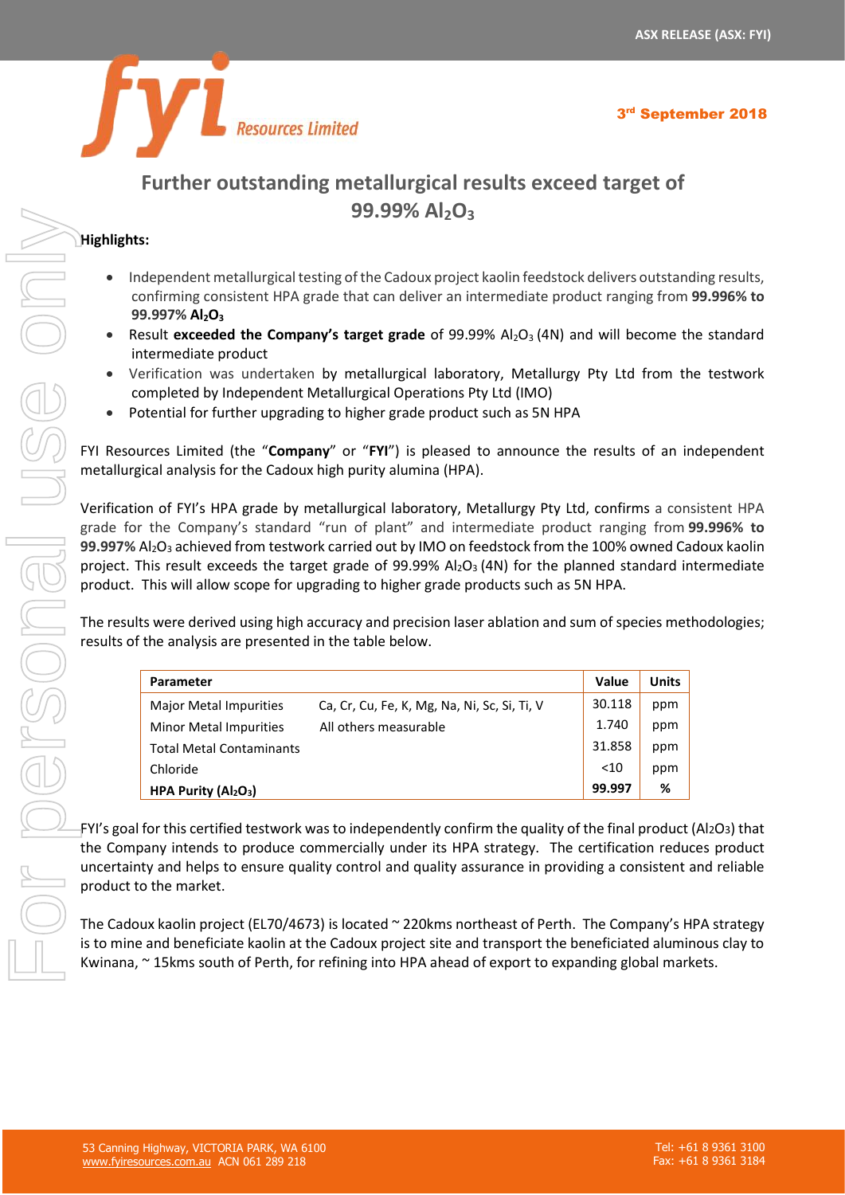ASX RELEASE (ASX: FYI)

3rd September 2018

# Further outstanding metallurgical results exceed target of 99.99% $Al_2O_3$

**Highlights:**

- Independent metallurgical testing of the Cadoux project kaolin feedstock delivers outstanding results, confirming consistent HPA grade that can deliver an intermediate product ranging from **99.996% to 99.997% $Al_2O_3$**
- Result **exceeded the Company's target grade** of 99.99% $Al_2O_3$ (4N) and will become the standard intermediate product
- Verification was undertaken by metallurgical laboratory, Metallurgy Pty Ltd from the testwork completed by Independent Metallurgical Operations Pty Ltd (IMO)
- Potential for further upgrading to higher grade product such as 5N HPA

FYI Resources Limited (the "**Company**" or "**FYI**") is pleased to announce the results of an independent metallurgical analysis for the Cadoux high purity alumina (HPA).

Verification of FYI's HPA grade by metallurgical laboratory, Metallurgy Pty Ltd, confirms a consistent HPA grade for the Company's standard "run of plant" and intermediate product ranging from **99.996% to 99.997%** $Al_2O_3$ achieved from testwork carried out by IMO on feedstock from the 100% owned Cadoux kaolin project. This result exceeds the target grade of 99.99% $Al_2O_3$ (4N) for the planned standard intermediate product. This will allow scope for upgrading to higher grade products such as 5N HPA.

The results were derived using high accuracy and precision laser ablation and sum of species methodologies; results of the analysis are presented in the table below.

| Parameter | | Value | Units |
|---|---|---|---|
| Major Metal Impurities | Ca, Cr, Cu, Fe, K, Mg, Na, Ni, Sc, Si, Ti, V | 30.118 | ppm |
| Minor Metal Impurities | All others measurable | 1.740 | ppm |
| Total Metal Contaminants | | 31.858 | ppm |
| Chloride | | <10 | ppm |
| **HPA Purity ($Al_2O_3$)** | | **99.997** | **%** |

FYI's goal for this certified testwork was to independently confirm the quality of the final product ($Al_2O_3$) that the Company intends to produce commercially under its HPA strategy. The certification reduces product uncertainty and helps to ensure quality control and quality assurance in providing a consistent and reliable product to the market.

The Cadoux kaolin project (EL70/4673) is located ~ 220kms northeast of Perth. The Company's HPA strategy is to mine and beneficiate kaolin at the Cadoux project site and transport the beneficiated aluminous clay to Kwinana, ~ 15kms south of Perth, for refining into HPA ahead of export to expanding global markets.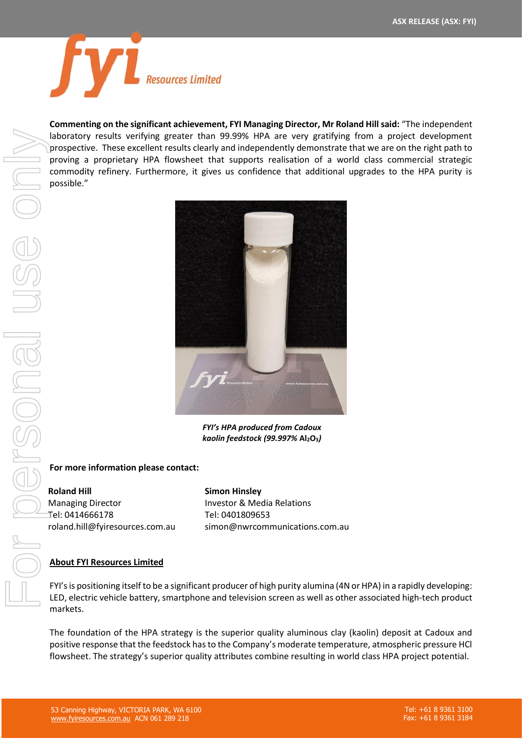**Commenting on the significant achievement, FYI Managing Director, Mr Roland Hill said:** "The independent laboratory results verifying greater than 99.99% HPA are very gratifying from a project development prospective. These excellent results clearly and independently demonstrate that we are on the right path to proving a proprietary HPA flowsheet that supports realisation of a world class commercial strategic commodity refinery. Furthermore, it gives us confidence that additional upgrades to the HPA purity is possible."

***FYI's HPA produced from Cadoux kaolin feedstock (99.997%*** $Al_2O_3$***)***

**For more information please contact:**

**Roland Hill**
Managing Director
Tel: 0414666178
roland.hill@fyiresources.com.au

**Simon Hinsley**
Investor & Media Relations
Tel: 0401809653
simon@nwrcommunications.com.au

## About FYI Resources Limited

FYI's is positioning itself to be a significant producer of high purity alumina (4N or HPA) in a rapidly developing: LED, electric vehicle battery, smartphone and television screen as well as other associated high-tech product markets.

The foundation of the HPA strategy is the superior quality aluminous clay (kaolin) deposit at Cadoux and positive response that the feedstock has to the Company's moderate temperature, atmospheric pressure HCl flowsheet. The strategy's superior quality attributes combine resulting in world class HPA project potential.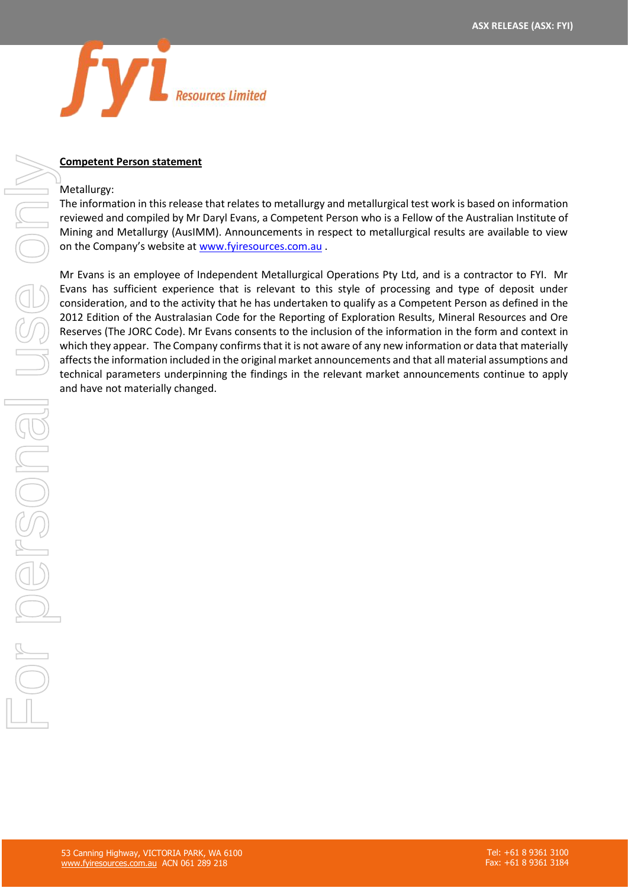**Competent Person statement**

Metallurgy:

The information in this release that relates to metallurgy and metallurgical test work is based on information reviewed and compiled by Mr Daryl Evans, a Competent Person who is a Fellow of the Australian Institute of Mining and Metallurgy (AusIMM). Announcements in respect to metallurgical results are available to view on the Company's website at www.fyiresources.com.au .

Mr Evans is an employee of Independent Metallurgical Operations Pty Ltd, and is a contractor to FYI. Mr Evans has sufficient experience that is relevant to this style of processing and type of deposit under consideration, and to the activity that he has undertaken to qualify as a Competent Person as defined in the 2012 Edition of the Australasian Code for the Reporting of Exploration Results, Mineral Resources and Ore Reserves (The JORC Code). Mr Evans consents to the inclusion of the information in the form and context in which they appear. The Company confirms that it is not aware of any new information or data that materially affects the information included in the original market announcements and that all material assumptions and technical parameters underpinning the findings in the relevant market announcements continue to apply and have not materially changed.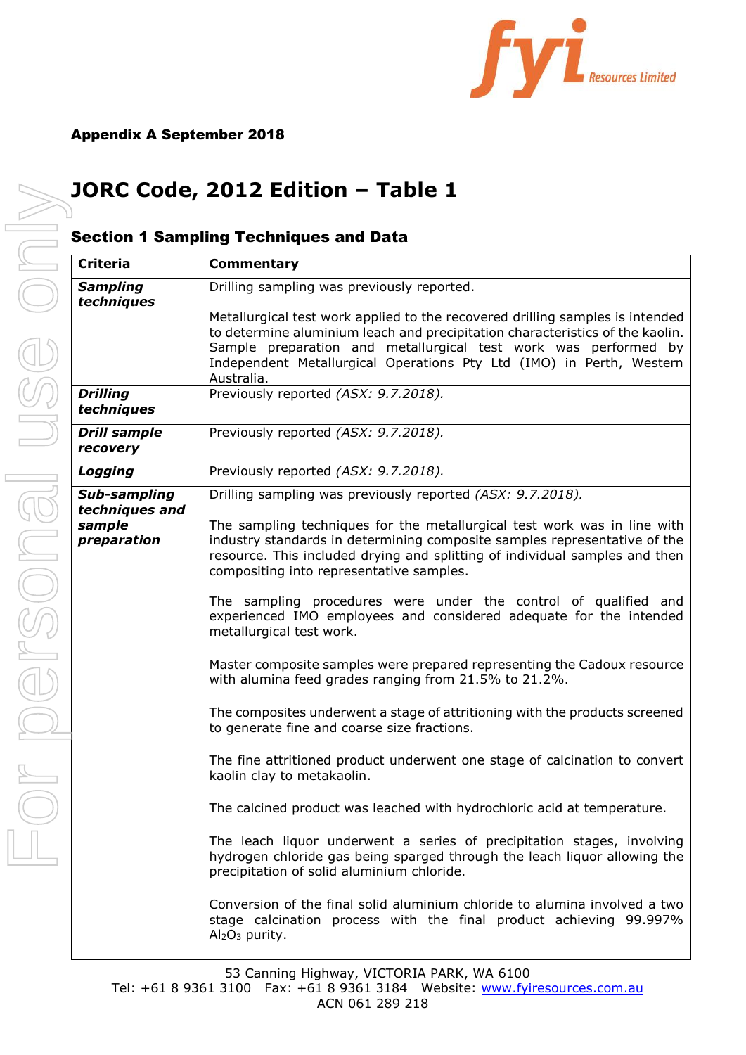**Appendix A September 2018**

# JORC Code, 2012 Edition – Table 1

## Section 1 Sampling Techniques and Data

| Criteria | Commentary |
|---|---|
| ***Sampling techniques*** | Drilling sampling was previously reported.<br><br>Metallurgical test work applied to the recovered drilling samples is intended to determine aluminium leach and precipitation characteristics of the kaolin. Sample preparation and metallurgical test work was performed by Independent Metallurgical Operations Pty Ltd (IMO) in Perth, Western Australia. |
| ***Drilling techniques*** | Previously reported *(ASX: 9.7.2018).* |
| ***Drill sample recovery*** | Previously reported *(ASX: 9.7.2018).* |
| ***Logging*** | Previously reported *(ASX: 9.7.2018).* |
| ***Sub-sampling techniques and sample preparation*** | Drilling sampling was previously reported *(ASX: 9.7.2018).*<br><br>The sampling techniques for the metallurgical test work was in line with industry standards in determining composite samples representative of the resource. This included drying and splitting of individual samples and then compositing into representative samples.<br><br>The sampling procedures were under the control of qualified and experienced IMO employees and considered adequate for the intended metallurgical test work.<br><br>Master composite samples were prepared representing the Cadoux resource with alumina feed grades ranging from 21.5% to 21.2%.<br><br>The composites underwent a stage of attritioning with the products screened to generate fine and coarse size fractions.<br><br>The fine attritioned product underwent one stage of calcination to convert kaolin clay to metakaolin.<br><br>The calcined product was leached with hydrochloric acid at temperature.<br><br>The leach liquor underwent a series of precipitation stages, involving hydrogen chloride gas being sparged through the leach liquor allowing the precipitation of solid aluminium chloride.<br><br>Conversion of the final solid aluminium chloride to alumina involved a two stage calcination process with the final product achieving 99.997% $Al_2O_3$ purity. |

53 Canning Highway, VICTORIA PARK, WA 6100
Tel: +61 8 9361 3100 Fax: +61 8 9361 3184 Website: www.fyiresources.com.au
ACN 061 289 218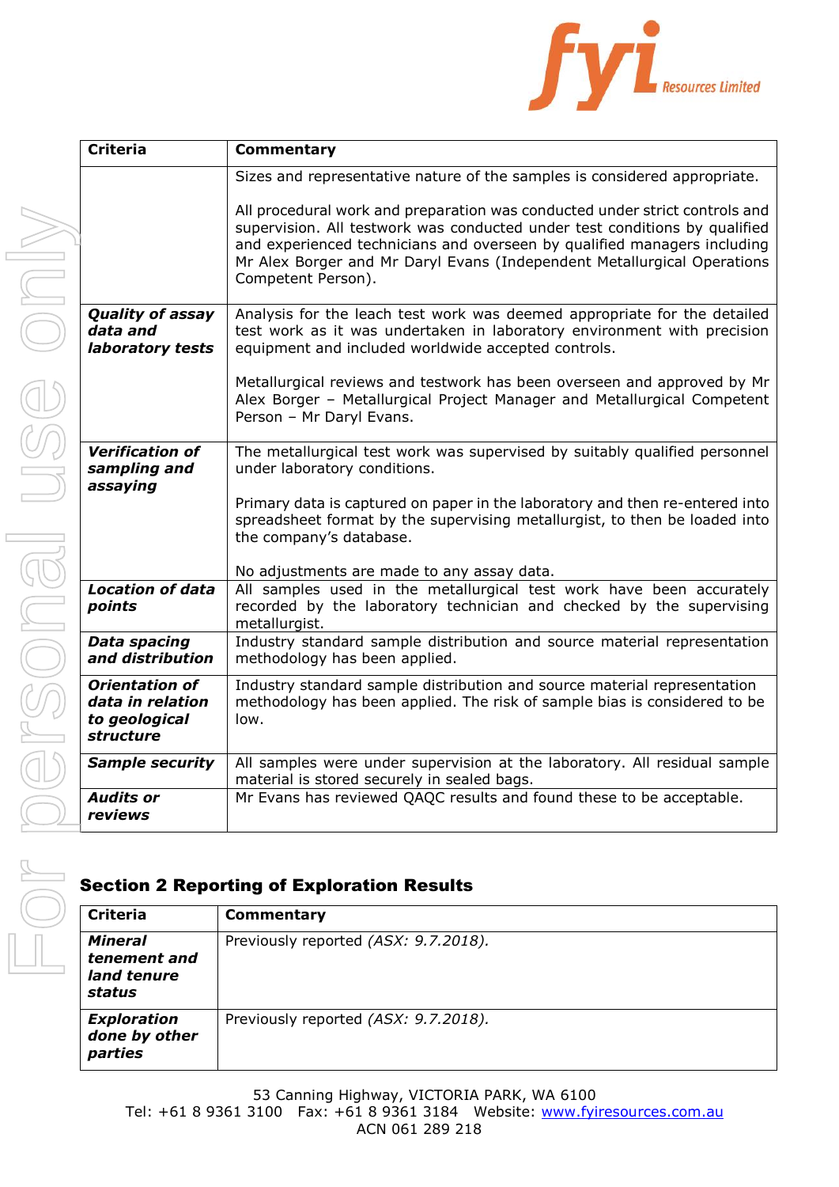| Criteria | Commentary |
|---|---|
| | Sizes and representative nature of the samples is considered appropriate.<br><br>All procedural work and preparation was conducted under strict controls and supervision. All testwork was conducted under test conditions by qualified and experienced technicians and overseen by qualified managers including Mr Alex Borger and Mr Daryl Evans (Independent Metallurgical Operations Competent Person). |
| ***Quality of assay data and laboratory tests*** | Analysis for the leach test work was deemed appropriate for the detailed test work as it was undertaken in laboratory environment with precision equipment and included worldwide accepted controls.<br><br>Metallurgical reviews and testwork has been overseen and approved by Mr Alex Borger – Metallurgical Project Manager and Metallurgical Competent Person – Mr Daryl Evans. |
| ***Verification of sampling and assaying*** | The metallurgical test work was supervised by suitably qualified personnel under laboratory conditions.<br><br>Primary data is captured on paper in the laboratory and then re-entered into spreadsheet format by the supervising metallurgist, to then be loaded into the company's database.<br><br>No adjustments are made to any assay data. |
| ***Location of data points*** | All samples used in the metallurgical test work have been accurately recorded by the laboratory technician and checked by the supervising metallurgist. |
| ***Data spacing and distribution*** | Industry standard sample distribution and source material representation methodology has been applied. |
| ***Orientation of data in relation to geological structure*** | Industry standard sample distribution and source material representation methodology has been applied. The risk of sample bias is considered to be low. |
| ***Sample security*** | All samples were under supervision at the laboratory. All residual sample material is stored securely in sealed bags. |
| ***Audits or reviews*** | Mr Evans has reviewed QAQC results and found these to be acceptable. |

## Section 2 Reporting of Exploration Results

| Criteria | Commentary |
|---|---|
| ***Mineral tenement and land tenure status*** | Previously reported *(ASX: 9.7.2018).* |
| ***Exploration done by other parties*** | Previously reported *(ASX: 9.7.2018).* |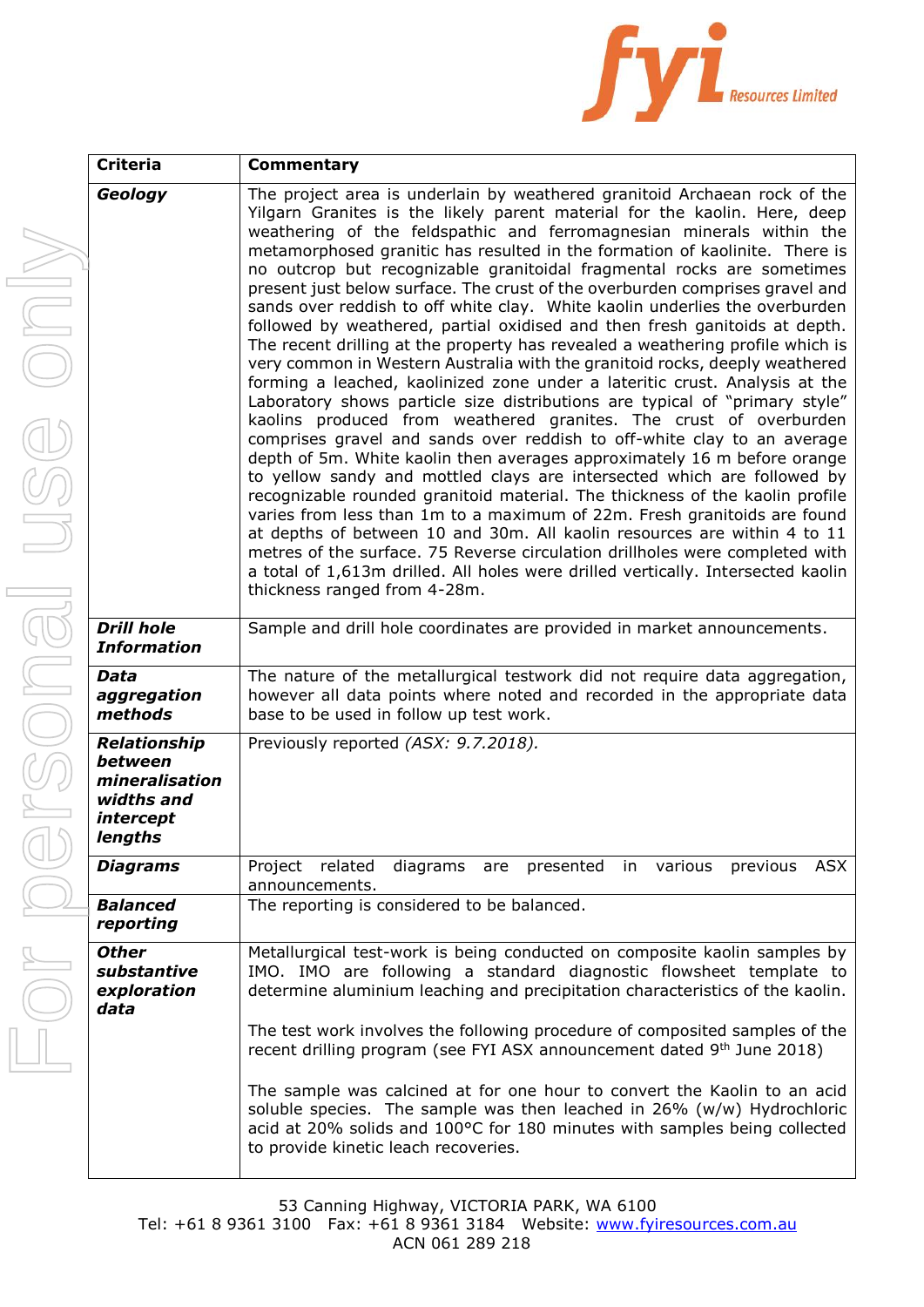| Criteria | Commentary |
|---|---|
| ***Geology*** | The project area is underlain by weathered granitoid Archaean rock of the Yilgarn Granites is the likely parent material for the kaolin. Here, deep weathering of the feldspathic and ferromagnesian minerals within the metamorphosed granitic has resulted in the formation of kaolinite. There is no outcrop but recognizable granitoidal fragmental rocks are sometimes present just below surface. The crust of the overburden comprises gravel and sands over reddish to off white clay. White kaolin underlies the overburden followed by weathered, partial oxidised and then fresh ganitoids at depth. The recent drilling at the property has revealed a weathering profile which is very common in Western Australia with the granitoid rocks, deeply weathered forming a leached, kaolinized zone under a lateritic crust. Analysis at the Laboratory shows particle size distributions are typical of "primary style" kaolins produced from weathered granites. The crust of overburden comprises gravel and sands over reddish to off-white clay to an average depth of 5m. White kaolin then averages approximately 16 m before orange to yellow sandy and mottled clays are intersected which are followed by recognizable rounded granitoid material. The thickness of the kaolin profile varies from less than 1m to a maximum of 22m. Fresh granitoids are found at depths of between 10 and 30m. All kaolin resources are within 4 to 11 metres of the surface. 75 Reverse circulation drillholes were completed with a total of 1,613m drilled. All holes were drilled vertically. Intersected kaolin thickness ranged from 4-28m. |
| ***Drill hole Information*** | Sample and drill hole coordinates are provided in market announcements. |
| ***Data aggregation methods*** | The nature of the metallurgical testwork did not require data aggregation, however all data points where noted and recorded in the appropriate data base to be used in follow up test work. |
| ***Relationship between mineralisation widths and intercept lengths*** | Previously reported *(ASX: 9.7.2018).* |
| ***Diagrams*** | Project related diagrams are presented in various previous ASX announcements. |
| ***Balanced reporting*** | The reporting is considered to be balanced. |
| ***Other substantive exploration data*** | Metallurgical test-work is being conducted on composite kaolin samples by IMO. IMO are following a standard diagnostic flowsheet template to determine aluminium leaching and precipitation characteristics of the kaolin.<br><br>The test work involves the following procedure of composited samples of the recent drilling program (see FYI ASX announcement dated 9th June 2018)<br><br>The sample was calcined at for one hour to convert the Kaolin to an acid soluble species. The sample was then leached in 26% (w/w) Hydrochloric acid at 20% solids and 100°C for 180 minutes with samples being collected to provide kinetic leach recoveries. |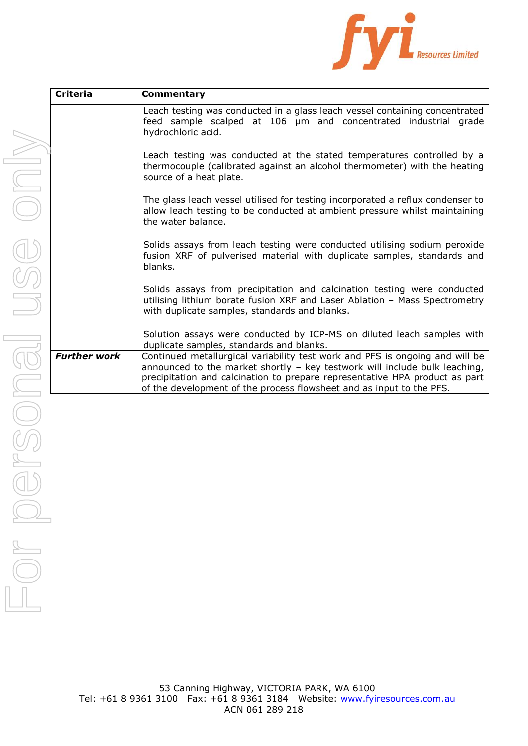| **Criteria** | **Commentary** |
|---|---|
| | Leach testing was conducted in a glass leach vessel containing concentrated feed sample scalped at 106 µm and concentrated industrial grade hydrochloric acid.<br><br>Leach testing was conducted at the stated temperatures controlled by a thermocouple (calibrated against an alcohol thermometer) with the heating source of a heat plate.<br><br>The glass leach vessel utilised for testing incorporated a reflux condenser to allow leach testing to be conducted at ambient pressure whilst maintaining the water balance.<br><br>Solids assays from leach testing were conducted utilising sodium peroxide fusion XRF of pulverised material with duplicate samples, standards and blanks.<br><br>Solids assays from precipitation and calcination testing were conducted utilising lithium borate fusion XRF and Laser Ablation – Mass Spectrometry with duplicate samples, standards and blanks.<br><br>Solution assays were conducted by ICP-MS on diluted leach samples with duplicate samples, standards and blanks. |
| ***Further work*** | Continued metallurgical variability test work and PFS is ongoing and will be announced to the market shortly – key testwork will include bulk leaching, precipitation and calcination to prepare representative HPA product as part of the development of the process flowsheet and as input to the PFS. |